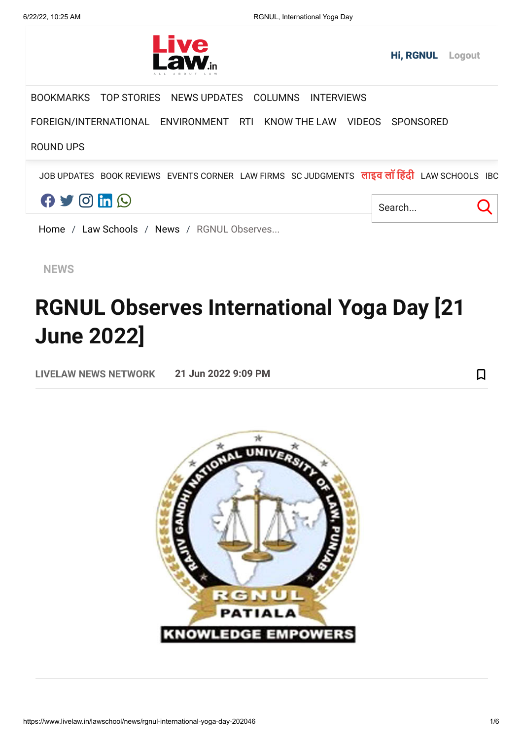Hi, RGNUL Logout

BOOKMARKS TOP STORIES NEWS UPDATES COLUMNS INTERVIEWS

FOREIGN/INTERNATIONAL ENVIRONMENT RTI KNOW THE LAW VIDEOS SPONSORED

ROUND UPS

JOB UPDATES BOOK REVIEWS EVENTS CORNER LAW FIRMS SC JUDGMENTS लाइव लॉ हिंदी LAW SCHOOLS IBC

Search...

Home / Law Schools / News / RGNUL Observes...

NEWS

# RGNUL Observes International Yoga Day [21 June 2022]

LIVELAW NEWS NETWORK 21 Jun 2022 9:09 PM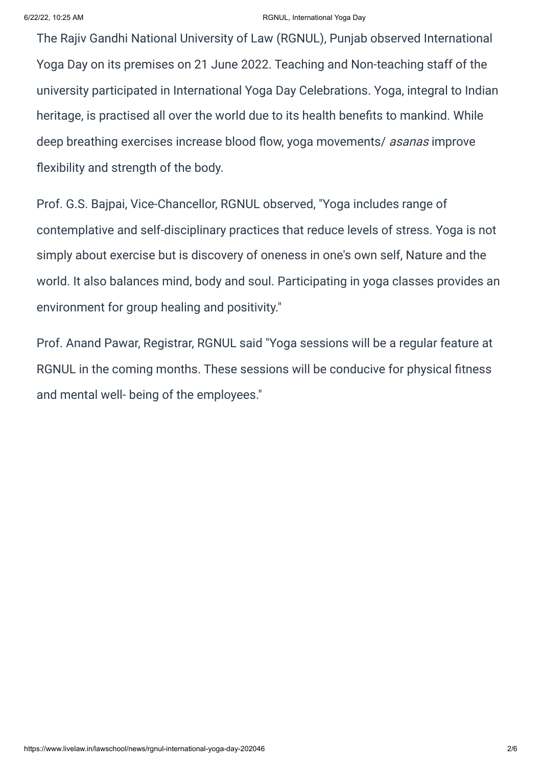The Rajiv Gandhi National University of Law (RGNUL), Punjab observed International Yoga Day on its premises on 21 June 2022. Teaching and Non-teaching staff of the university participated in International Yoga Day Celebrations. Yoga, integral to Indian heritage, is practised all over the world due to its health benefits to mankind. While deep breathing exercises increase blood flow, yoga movements/ *asanas* improve flexibility and strength of the body.

Prof. G.S. Bajpai, Vice-Chancellor, RGNUL observed, "Yoga includes range of contemplative and self-disciplinary practices that reduce levels of stress. Yoga is not simply about exercise but is discovery of oneness in one's own self, Nature and the world. It also balances mind, body and soul. Participating in yoga classes provides an environment for group healing and positivity."

Prof. Anand Pawar, Registrar, RGNUL said "Yoga sessions will be a regular feature at RGNUL in the coming months. These sessions will be conducive for physical fitness and mental well- being of the employees."